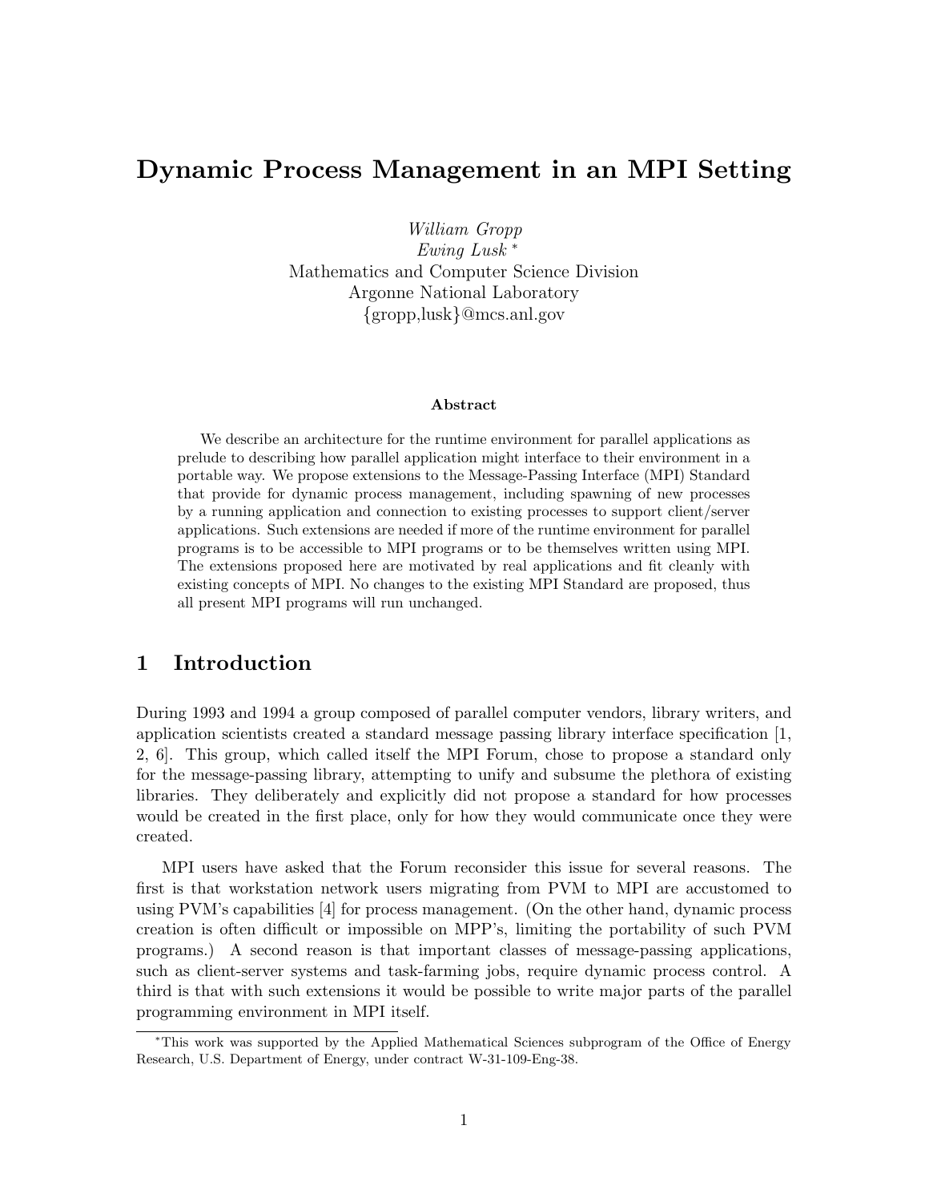// Dynamic Process Management in an MPI Setting

*William Gropp*
*Ewing Lusk* *

Mathematics and Computer Science Division
Argonne National Laboratory
{gropp,lusk}@mcs.anl.gov

**Abstract**

We describe an architecture for the runtime environment for parallel applications as prelude to describing how parallel application might interface to their environment in a portable way. We propose extensions to the Message-Passing Interface (MPI) Standard that provide for dynamic process management, including spawning of new processes by a running application and connection to existing processes to support client/server applications. Such extensions are needed if more of the runtime environment for parallel programs is to be accessible to MPI programs or to be themselves written using MPI. The extensions proposed here are motivated by real applications and fit cleanly with existing concepts of MPI. No changes to the existing MPI Standard are proposed, thus all present MPI programs will run unchanged.

## 1 Introduction

During 1993 and 1994 a group composed of parallel computer vendors, library writers, and application scientists created a standard message passing library interface specification [1, 2, 6]. This group, which called itself the MPI Forum, chose to propose a standard only for the message-passing library, attempting to unify and subsume the plethora of existing libraries. They deliberately and explicitly did not propose a standard for how processes would be created in the first place, only for how they would communicate once they were created.

MPI users have asked that the Forum reconsider this issue for several reasons. The first is that workstation network users migrating from PVM to MPI are accustomed to using PVM's capabilities [4] for process management. (On the other hand, dynamic process creation is often difficult or impossible on MPP's, limiting the portability of such PVM programs.) A second reason is that important classes of message-passing applications, such as client-server systems and task-farming jobs, require dynamic process control. A third is that with such extensions it would be possible to write major parts of the parallel programming environment in MPI itself.

*This work was supported by the Applied Mathematical Sciences subprogram of the Office of Energy Research, U.S. Department of Energy, under contract W-31-109-Eng-38.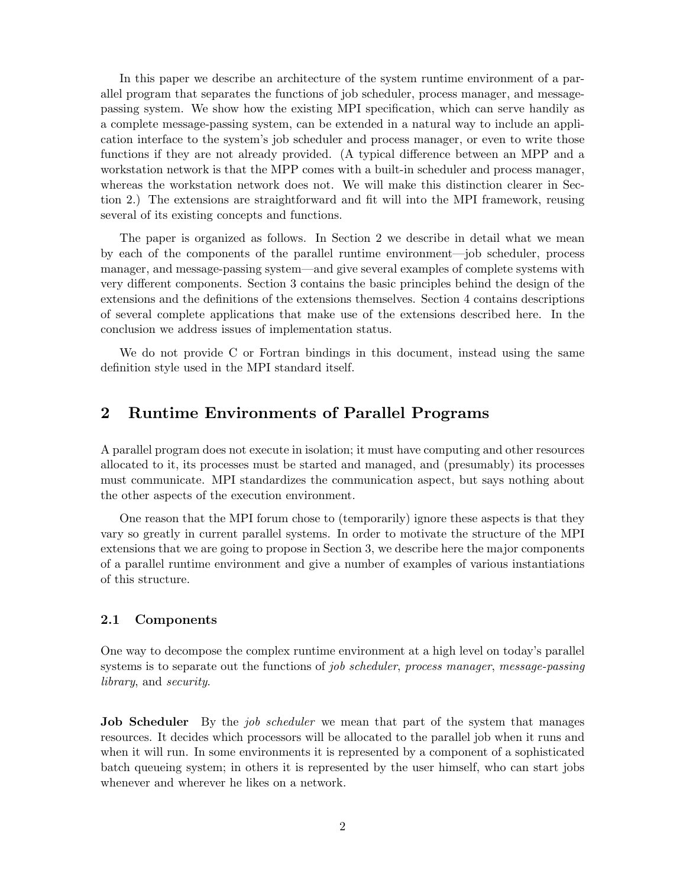In this paper we describe an architecture of the system runtime environment of a parallel program that separates the functions of job scheduler, process manager, and message-passing system. We show how the existing MPI specification, which can serve handily as a complete message-passing system, can be extended in a natural way to include an application interface to the system's job scheduler and process manager, or even to write those functions if they are not already provided. (A typical difference between an MPP and a workstation network is that the MPP comes with a built-in scheduler and process manager, whereas the workstation network does not. We will make this distinction clearer in Section 2.) The extensions are straightforward and fit will into the MPI framework, reusing several of its existing concepts and functions.

The paper is organized as follows. In Section 2 we describe in detail what we mean by each of the components of the parallel runtime environment—job scheduler, process manager, and message-passing system—and give several examples of complete systems with very different components. Section 3 contains the basic principles behind the design of the extensions and the definitions of the extensions themselves. Section 4 contains descriptions of several complete applications that make use of the extensions described here. In the conclusion we address issues of implementation status.

We do not provide C or Fortran bindings in this document, instead using the same definition style used in the MPI standard itself.

## 2 Runtime Environments of Parallel Programs

A parallel program does not execute in isolation; it must have computing and other resources allocated to it, its processes must be started and managed, and (presumably) its processes must communicate. MPI standardizes the communication aspect, but says nothing about the other aspects of the execution environment.

One reason that the MPI forum chose to (temporarily) ignore these aspects is that they vary so greatly in current parallel systems. In order to motivate the structure of the MPI extensions that we are going to propose in Section 3, we describe here the major components of a parallel runtime environment and give a number of examples of various instantiations of this structure.

### 2.1 Components

One way to decompose the complex runtime environment at a high level on today's parallel systems is to separate out the functions of *job scheduler*, *process manager*, *message-passing library*, and *security*.

**Job Scheduler** By the *job scheduler* we mean that part of the system that manages resources. It decides which processors will be allocated to the parallel job when it runs and when it will run. In some environments it is represented by a component of a sophisticated batch queueing system; in others it is represented by the user himself, who can start jobs whenever and wherever he likes on a network.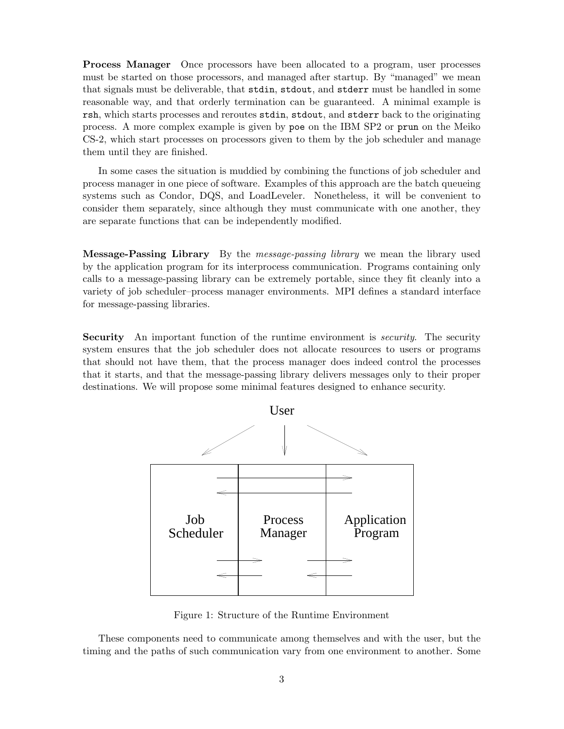**Process Manager** Once processors have been allocated to a program, user processes must be started on those processors, and managed after startup. By "managed" we mean that signals must be deliverable, that `stdin`, `stdout`, and `stderr` must be handled in some reasonable way, and that orderly termination can be guaranteed. A minimal example is `rsh`, which starts processes and reroutes `stdin`, `stdout`, and `stderr` back to the originating process. A more complex example is given by `poe` on the IBM SP2 or `prun` on the Meiko CS-2, which start processes on processors given to them by the job scheduler and manage them until they are finished.

In some cases the situation is muddied by combining the functions of job scheduler and process manager in one piece of software. Examples of this approach are the batch queueing systems such as Condor, DQS, and LoadLeveler. Nonetheless, it will be convenient to consider them separately, since although they must communicate with one another, they are separate functions that can be independently modified.

**Message-Passing Library** By the *message-passing library* we mean the library used by the application program for its interprocess communication. Programs containing only calls to a message-passing library can be extremely portable, since they fit cleanly into a variety of job scheduler–process manager environments. MPI defines a standard interface for message-passing libraries.

**Security** An important function of the runtime environment is *security*. The security system ensures that the job scheduler does not allocate resources to users or programs that should not have them, that the process manager does indeed control the processes that it starts, and that the message-passing library delivers messages only to their proper destinations. We will propose some minimal features designed to enhance security.

Figure 1: Structure of the Runtime Environment

These components need to communicate among themselves and with the user, but the timing and the paths of such communication vary from one environment to another. Some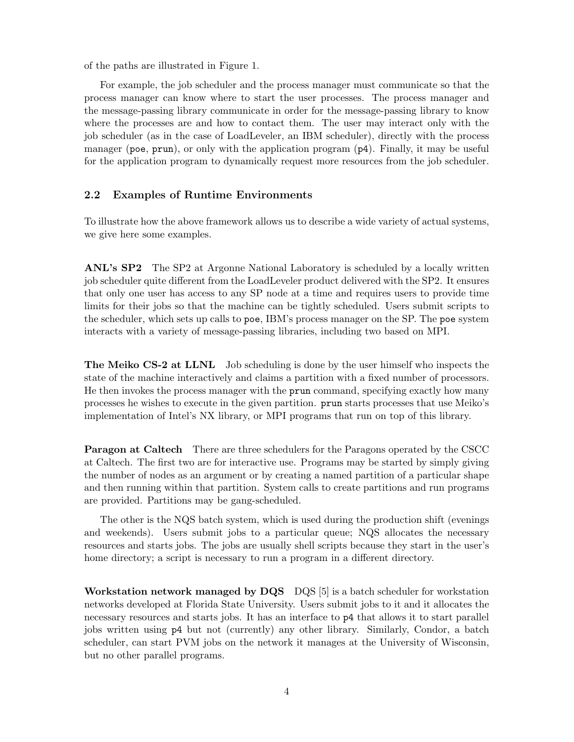of the paths are illustrated in Figure 1.

For example, the job scheduler and the process manager must communicate so that the process manager can know where to start the user processes. The process manager and the message-passing library communicate in order for the message-passing library to know where the processes are and how to contact them. The user may interact only with the job scheduler (as in the case of LoadLeveler, an IBM scheduler), directly with the process manager (`poe`, `prun`), or only with the application program (`p4`). Finally, it may be useful for the application program to dynamically request more resources from the job scheduler.

### 2.2 Examples of Runtime Environments

To illustrate how the above framework allows us to describe a wide variety of actual systems, we give here some examples.

**ANL's SP2** The SP2 at Argonne National Laboratory is scheduled by a locally written job scheduler quite different from the LoadLeveler product delivered with the SP2. It ensures that only one user has access to any SP node at a time and requires users to provide time limits for their jobs so that the machine can be tightly scheduled. Users submit scripts to the scheduler, which sets up calls to `poe`, IBM's process manager on the SP. The `poe` system interacts with a variety of message-passing libraries, including two based on MPI.

**The Meiko CS-2 at LLNL** Job scheduling is done by the user himself who inspects the state of the machine interactively and claims a partition with a fixed number of processors. He then invokes the process manager with the `prun` command, specifying exactly how many processes he wishes to execute in the given partition. `prun` starts processes that use Meiko's implementation of Intel's NX library, or MPI programs that run on top of this library.

**Paragon at Caltech** There are three schedulers for the Paragons operated by the CSCC at Caltech. The first two are for interactive use. Programs may be started by simply giving the number of nodes as an argument or by creating a named partition of a particular shape and then running within that partition. System calls to create partitions and run programs are provided. Partitions may be gang-scheduled.

The other is the NQS batch system, which is used during the production shift (evenings and weekends). Users submit jobs to a particular queue; NQS allocates the necessary resources and starts jobs. The jobs are usually shell scripts because they start in the user's home directory; a script is necessary to run a program in a different directory.

**Workstation network managed by DQS** DQS [5] is a batch scheduler for workstation networks developed at Florida State University. Users submit jobs to it and it allocates the necessary resources and starts jobs. It has an interface to `p4` that allows it to start parallel jobs written using `p4` but not (currently) any other library. Similarly, Condor, a batch scheduler, can start PVM jobs on the network it manages at the University of Wisconsin, but no other parallel programs.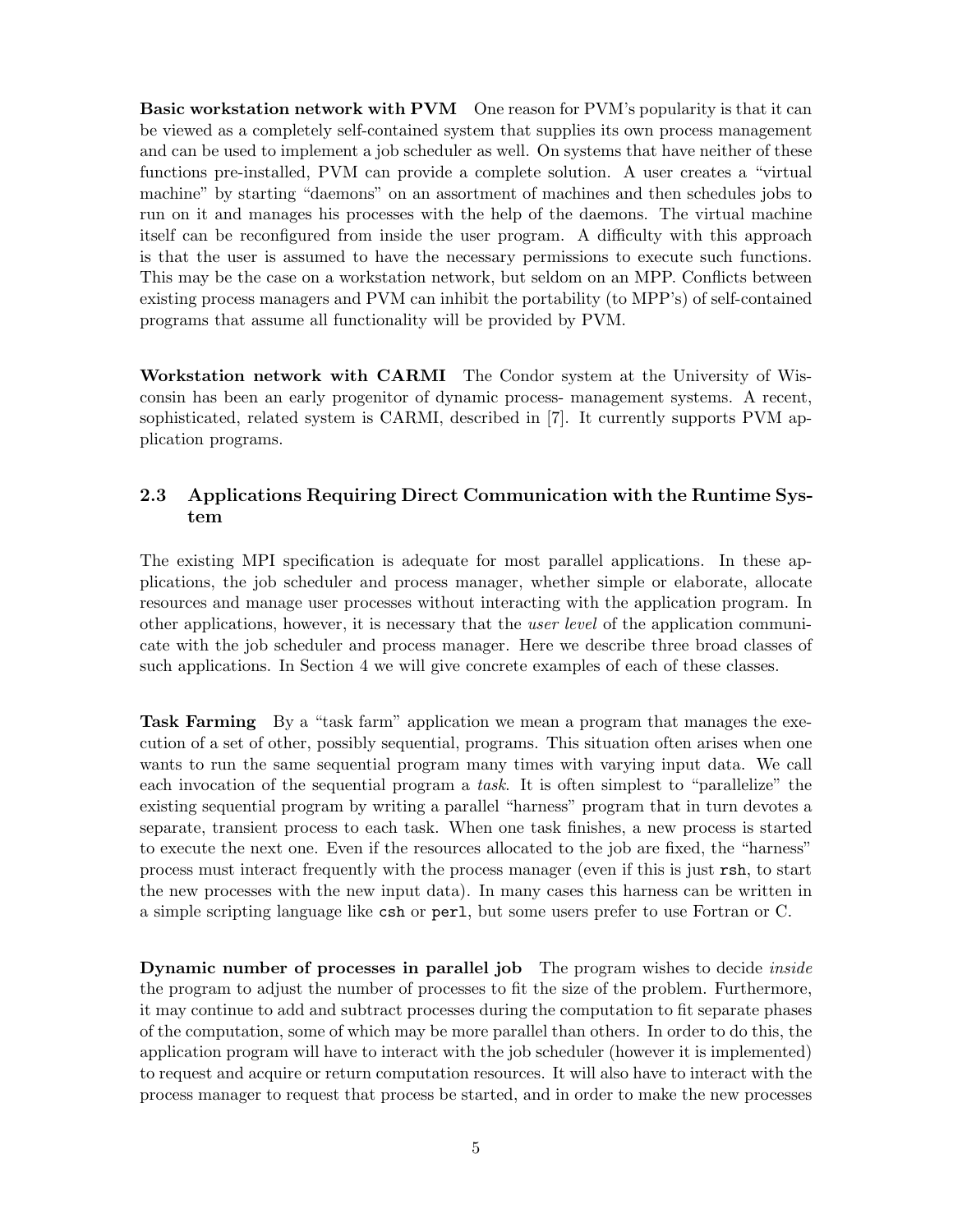**Basic workstation network with PVM** One reason for PVM's popularity is that it can be viewed as a completely self-contained system that supplies its own process management and can be used to implement a job scheduler as well. On systems that have neither of these functions pre-installed, PVM can provide a complete solution. A user creates a "virtual machine" by starting "daemons" on an assortment of machines and then schedules jobs to run on it and manages his processes with the help of the daemons. The virtual machine itself can be reconfigured from inside the user program. A difficulty with this approach is that the user is assumed to have the necessary permissions to execute such functions. This may be the case on a workstation network, but seldom on an MPP. Conflicts between existing process managers and PVM can inhibit the portability (to MPP's) of self-contained programs that assume all functionality will be provided by PVM.

**Workstation network with CARMI** The Condor system at the University of Wisconsin has been an early progenitor of dynamic process- management systems. A recent, sophisticated, related system is CARMI, described in [7]. It currently supports PVM application programs.

### 2.3 Applications Requiring Direct Communication with the Runtime System

The existing MPI specification is adequate for most parallel applications. In these applications, the job scheduler and process manager, whether simple or elaborate, allocate resources and manage user processes without interacting with the application program. In other applications, however, it is necessary that the *user level* of the application communicate with the job scheduler and process manager. Here we describe three broad classes of such applications. In Section 4 we will give concrete examples of each of these classes.

**Task Farming** By a "task farm" application we mean a program that manages the execution of a set of other, possibly sequential, programs. This situation often arises when one wants to run the same sequential program many times with varying input data. We call each invocation of the sequential program a *task*. It is often simplest to "parallelize" the existing sequential program by writing a parallel "harness" program that in turn devotes a separate, transient process to each task. When one task finishes, a new process is started to execute the next one. Even if the resources allocated to the job are fixed, the "harness" process must interact frequently with the process manager (even if this is just `rsh`, to start the new processes with the new input data). In many cases this harness can be written in a simple scripting language like `csh` or `perl`, but some users prefer to use Fortran or C.

**Dynamic number of processes in parallel job** The program wishes to decide *inside* the program to adjust the number of processes to fit the size of the problem. Furthermore, it may continue to add and subtract processes during the computation to fit separate phases of the computation, some of which may be more parallel than others. In order to do this, the application program will have to interact with the job scheduler (however it is implemented) to request and acquire or return computation resources. It will also have to interact with the process manager to request that process be started, and in order to make the new processes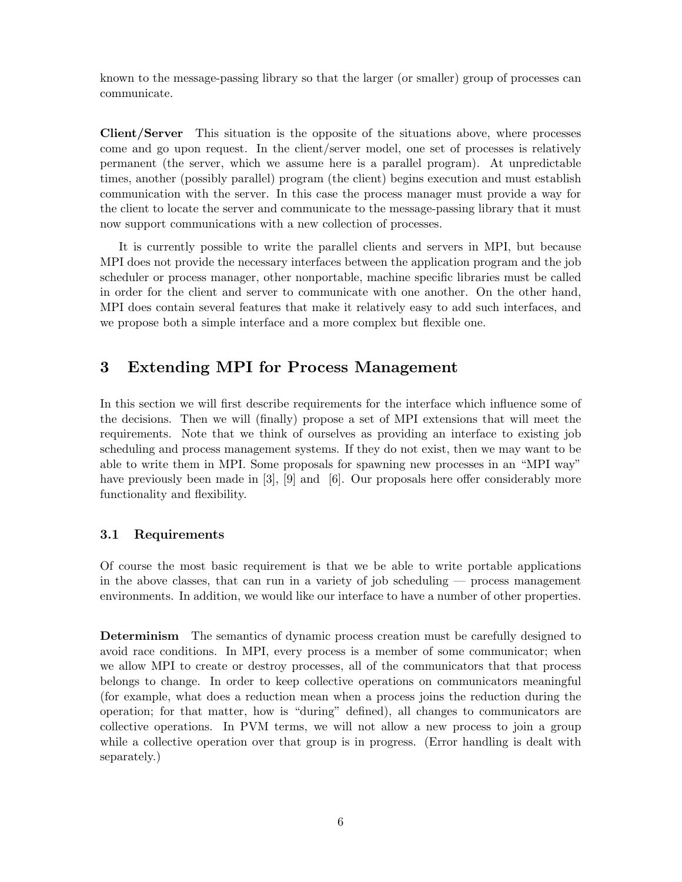known to the message-passing library so that the larger (or smaller) group of processes can communicate.

**Client/Server** This situation is the opposite of the situations above, where processes come and go upon request. In the client/server model, one set of processes is relatively permanent (the server, which we assume here is a parallel program). At unpredictable times, another (possibly parallel) program (the client) begins execution and must establish communication with the server. In this case the process manager must provide a way for the client to locate the server and communicate to the message-passing library that it must now support communications with a new collection of processes.

It is currently possible to write the parallel clients and servers in MPI, but because MPI does not provide the necessary interfaces between the application program and the job scheduler or process manager, other nonportable, machine specific libraries must be called in order for the client and server to communicate with one another. On the other hand, MPI does contain several features that make it relatively easy to add such interfaces, and we propose both a simple interface and a more complex but flexible one.

## 3 Extending MPI for Process Management

In this section we will first describe requirements for the interface which influence some of the decisions. Then we will (finally) propose a set of MPI extensions that will meet the requirements. Note that we think of ourselves as providing an interface to existing job scheduling and process management systems. If they do not exist, then we may want to be able to write them in MPI. Some proposals for spawning new processes in an "MPI way" have previously been made in [3], [9] and [6]. Our proposals here offer considerably more functionality and flexibility.

### 3.1 Requirements

Of course the most basic requirement is that we be able to write portable applications in the above classes, that can run in a variety of job scheduling — process management environments. In addition, we would like our interface to have a number of other properties.

**Determinism** The semantics of dynamic process creation must be carefully designed to avoid race conditions. In MPI, every process is a member of some communicator; when we allow MPI to create or destroy processes, all of the communicators that that process belongs to change. In order to keep collective operations on communicators meaningful (for example, what does a reduction mean when a process joins the reduction during the operation; for that matter, how is "during" defined), all changes to communicators are collective operations. In PVM terms, we will not allow a new process to join a group while a collective operation over that group is in progress. (Error handling is dealt with separately.)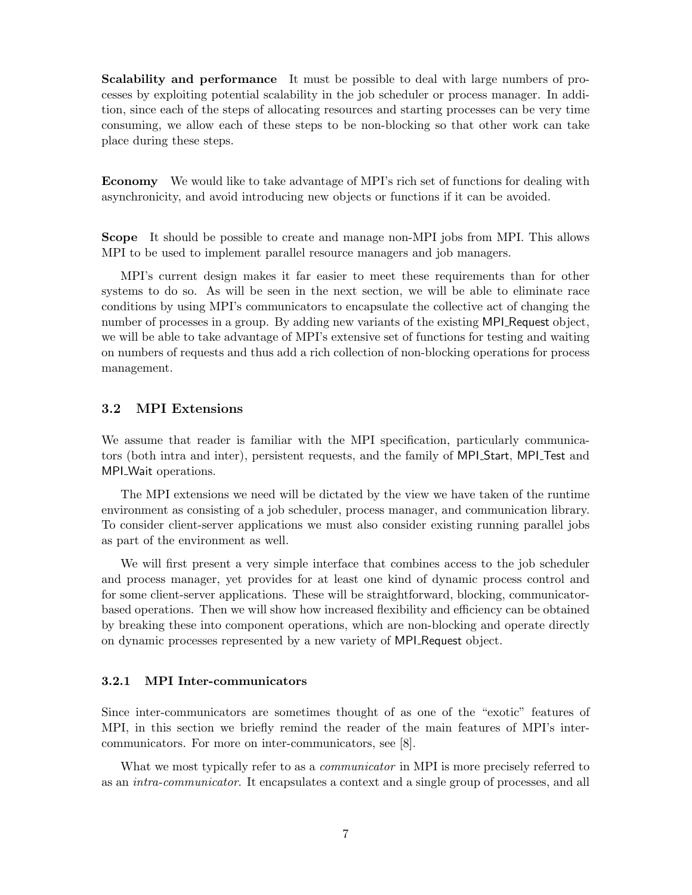**Scalability and performance** It must be possible to deal with large numbers of processes by exploiting potential scalability in the job scheduler or process manager. In addition, since each of the steps of allocating resources and starting processes can be very time consuming, we allow each of these steps to be non-blocking so that other work can take place during these steps.

**Economy** We would like to take advantage of MPI's rich set of functions for dealing with asynchronicity, and avoid introducing new objects or functions if it can be avoided.

**Scope** It should be possible to create and manage non-MPI jobs from MPI. This allows MPI to be used to implement parallel resource managers and job managers.

MPI's current design makes it far easier to meet these requirements than for other systems to do so. As will be seen in the next section, we will be able to eliminate race conditions by using MPI's communicators to encapsulate the collective act of changing the number of processes in a group. By adding new variants of the existing MPI_Request object, we will be able to take advantage of MPI's extensive set of functions for testing and waiting on numbers of requests and thus add a rich collection of non-blocking operations for process management.

### 3.2 MPI Extensions

We assume that reader is familiar with the MPI specification, particularly communicators (both intra and inter), persistent requests, and the family of MPI_Start, MPI_Test and MPI_Wait operations.

The MPI extensions we need will be dictated by the view we have taken of the runtime environment as consisting of a job scheduler, process manager, and communication library. To consider client-server applications we must also consider existing running parallel jobs as part of the environment as well.

We will first present a very simple interface that combines access to the job scheduler and process manager, yet provides for at least one kind of dynamic process control and for some client-server applications. These will be straightforward, blocking, communicator-based operations. Then we will show how increased flexibility and efficiency can be obtained by breaking these into component operations, which are non-blocking and operate directly on dynamic processes represented by a new variety of MPI_Request object.

#### 3.2.1 MPI Inter-communicators

Since inter-communicators are sometimes thought of as one of the "exotic" features of MPI, in this section we briefly remind the reader of the main features of MPI's inter-communicators. For more on inter-communicators, see [8].

What we most typically refer to as a *communicator* in MPI is more precisely referred to as an *intra-communicator*. It encapsulates a context and a single group of processes, and all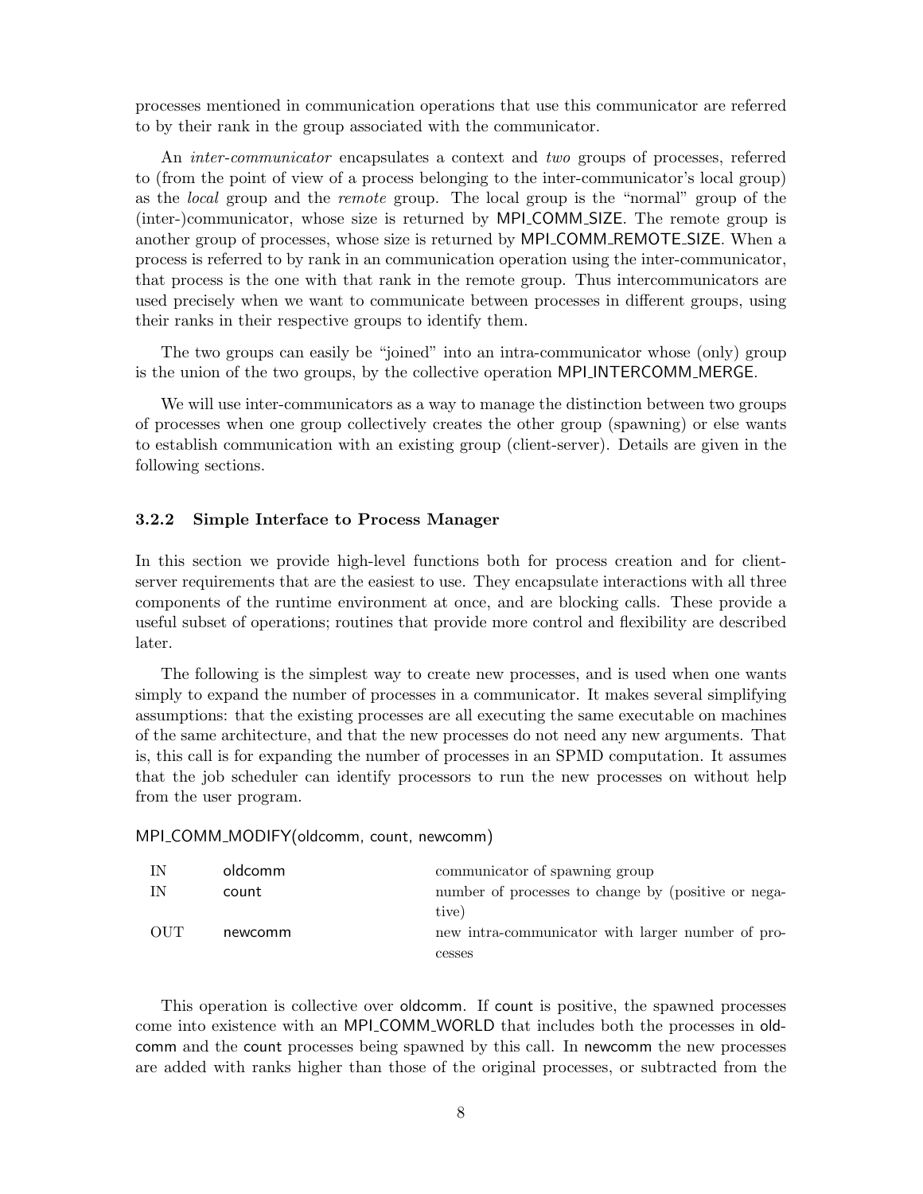processes mentioned in communication operations that use this communicator are referred to by their rank in the group associated with the communicator.

An *inter-communicator* encapsulates a context and *two* groups of processes, referred to (from the point of view of a process belonging to the inter-communicator's local group) as the *local* group and the *remote* group. The local group is the "normal" group of the (inter-)communicator, whose size is returned by MPI_COMM_SIZE. The remote group is another group of processes, whose size is returned by MPI_COMM_REMOTE_SIZE. When a process is referred to by rank in an communication operation using the inter-communicator, that process is the one with that rank in the remote group. Thus intercommunicators are used precisely when we want to communicate between processes in different groups, using their ranks in their respective groups to identify them.

The two groups can easily be "joined" into an intra-communicator whose (only) group is the union of the two groups, by the collective operation MPI_INTERCOMM_MERGE.

We will use inter-communicators as a way to manage the distinction between two groups of processes when one group collectively creates the other group (spawning) or else wants to establish communication with an existing group (client-server). Details are given in the following sections.

### 3.2.2 Simple Interface to Process Manager

In this section we provide high-level functions both for process creation and for client-server requirements that are the easiest to use. They encapsulate interactions with all three components of the runtime environment at once, and are blocking calls. These provide a useful subset of operations; routines that provide more control and flexibility are described later.

The following is the simplest way to create new processes, and is used when one wants simply to expand the number of processes in a communicator. It makes several simplifying assumptions: that the existing processes are all executing the same executable on machines of the same architecture, and that the new processes do not need any new arguments. That is, this call is for expanding the number of processes in an SPMD computation. It assumes that the job scheduler can identify processors to run the new processes on without help from the user program.

MPI_COMM_MODIFY(oldcomm, count, newcomm)

| | | |
|---|---|---|
| IN | oldcomm | communicator of spawning group |
| IN | count | number of processes to change by (positive or negative) |
| OUT | newcomm | new intra-communicator with larger number of processes |

This operation is collective over oldcomm. If count is positive, the spawned processes come into existence with an MPI_COMM_WORLD that includes both the processes in oldcomm and the count processes being spawned by this call. In newcomm the new processes are added with ranks higher than those of the original processes, or subtracted from the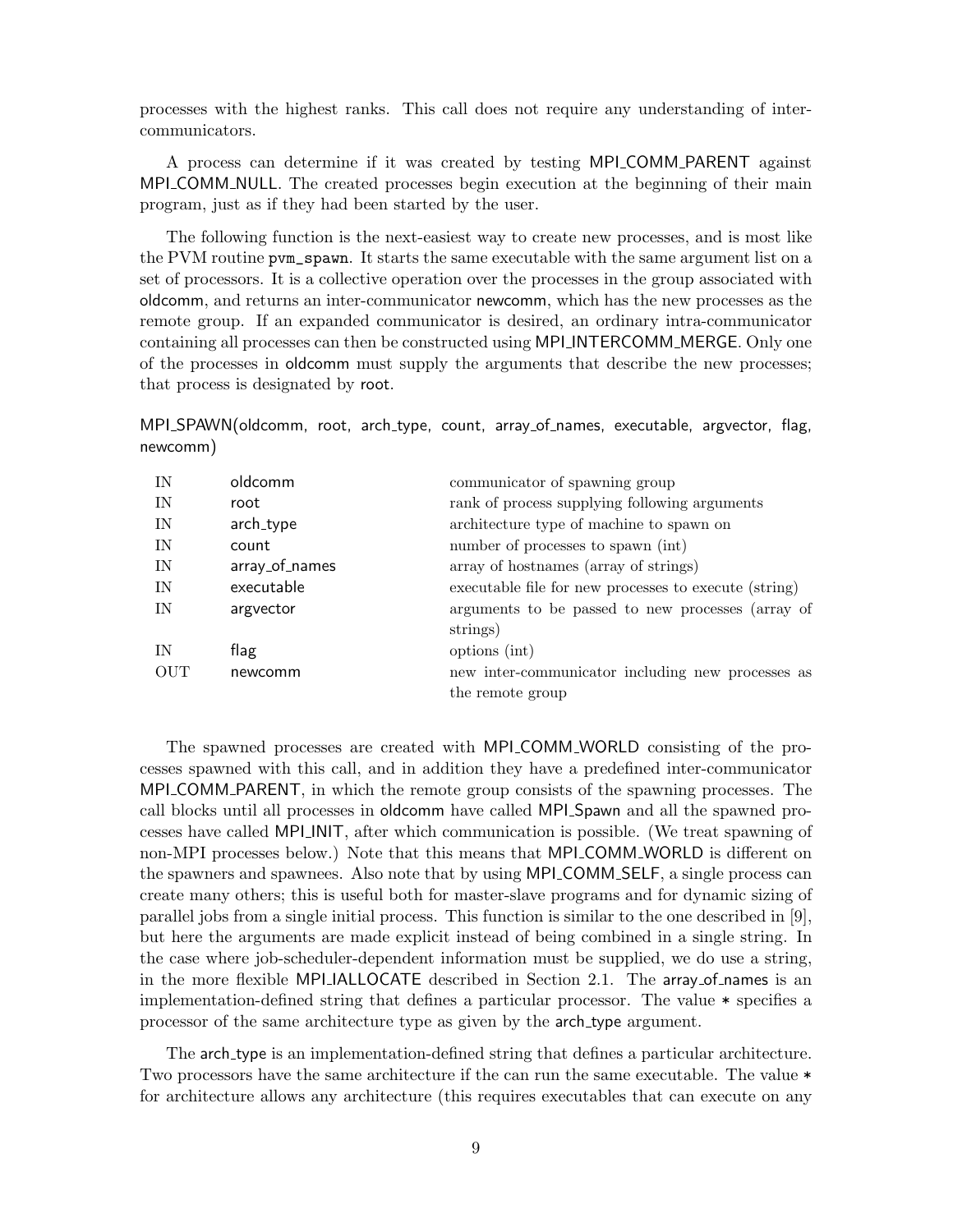processes with the highest ranks. This call does not require any understanding of inter-communicators.

A process can determine if it was created by testing MPI_COMM_PARENT against MPI_COMM_NULL. The created processes begin execution at the beginning of their main program, just as if they had been started by the user.

The following function is the next-easiest way to create new processes, and is most like the PVM routine `pvm_spawn`. It starts the same executable with the same argument list on a set of processors. It is a collective operation over the processes in the group associated with oldcomm, and returns an inter-communicator newcomm, which has the new processes as the remote group. If an expanded communicator is desired, an ordinary intra-communicator containing all processes can then be constructed using MPI_INTERCOMM_MERGE. Only one of the processes in oldcomm must supply the arguments that describe the new processes; that process is designated by root.

MPI_SPAWN(oldcomm, root, arch_type, count, array_of_names, executable, argvector, flag, newcomm)

| | | |
|---|---|---|
| IN | oldcomm | communicator of spawning group |
| IN | root | rank of process supplying following arguments |
| IN | arch_type | architecture type of machine to spawn on |
| IN | count | number of processes to spawn (int) |
| IN | array_of_names | array of hostnames (array of strings) |
| IN | executable | executable file for new processes to execute (string) |
| IN | argvector | arguments to be passed to new processes (array of strings) |
| IN | flag | options (int) |
| OUT | newcomm | new inter-communicator including new processes as the remote group |

The spawned processes are created with MPI_COMM_WORLD consisting of the processes spawned with this call, and in addition they have a predefined inter-communicator MPI_COMM_PARENT, in which the remote group consists of the spawning processes. The call blocks until all processes in oldcomm have called MPI_Spawn and all the spawned processes have called MPI_INIT, after which communication is possible. (We treat spawning of non-MPI processes below.) Note that this means that MPI_COMM_WORLD is different on the spawners and spawnees. Also note that by using MPI_COMM_SELF, a single process can create many others; this is useful both for master-slave programs and for dynamic sizing of parallel jobs from a single initial process. This function is similar to the one described in [9], but here the arguments are made explicit instead of being combined in a single string. In the case where job-scheduler-dependent information must be supplied, we do use a string, in the more flexible MPI_IALLOCATE described in Section 2.1. The array_of_names is an implementation-defined string that defines a particular processor. The value * specifies a processor of the same architecture type as given by the arch_type argument.

The arch_type is an implementation-defined string that defines a particular architecture. Two processors have the same architecture if the can run the same executable. The value * for architecture allows any architecture (this requires executables that can execute on any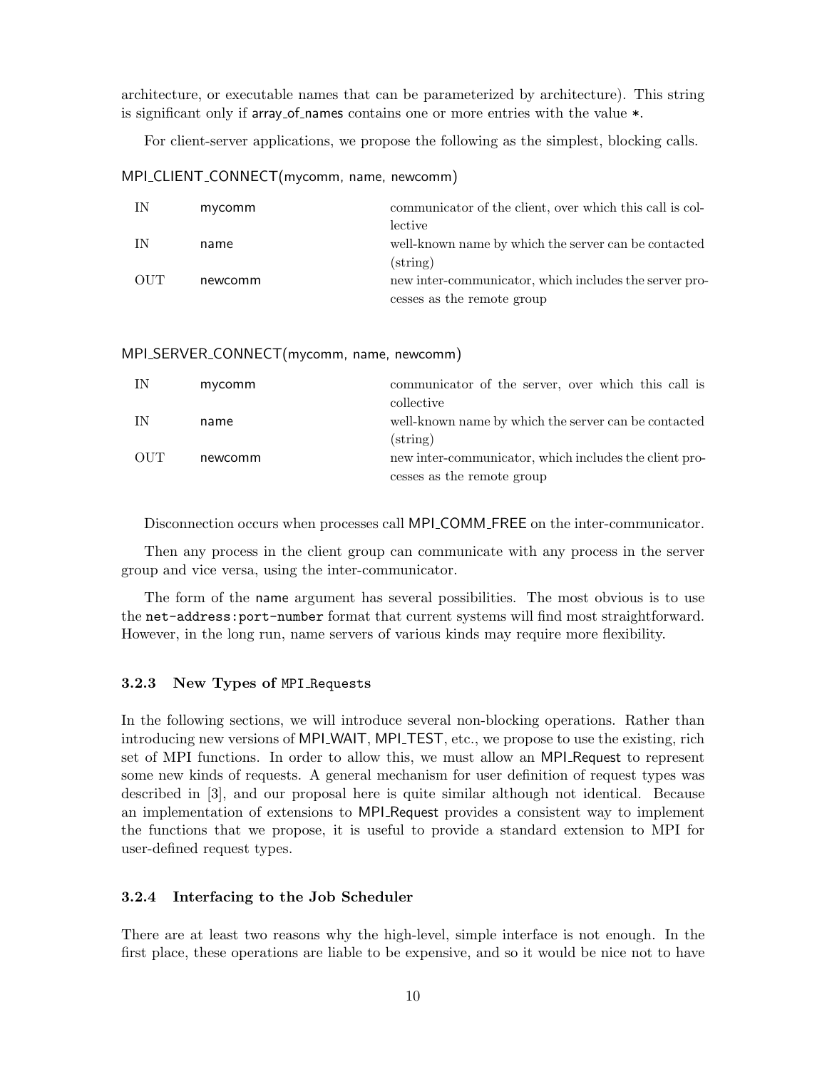architecture, or executable names that can be parameterized by architecture). This string is significant only if array_of_names contains one or more entries with the value *.

For client-server applications, we propose the following as the simplest, blocking calls.

MPI_CLIENT_CONNECT(mycomm, name, newcomm)

| | | |
|---|---|---|
| IN | mycomm | communicator of the client, over which this call is collective |
| IN | name | well-known name by which the server can be contacted (string) |
| OUT | newcomm | new inter-communicator, which includes the server processes as the remote group |

MPI_SERVER_CONNECT(mycomm, name, newcomm)

| | | |
|---|---|---|
| IN | mycomm | communicator of the server, over which this call is collective |
| IN | name | well-known name by which the server can be contacted (string) |
| OUT | newcomm | new inter-communicator, which includes the client processes as the remote group |

Disconnection occurs when processes call MPI_COMM_FREE on the inter-communicator.

Then any process in the client group can communicate with any process in the server group and vice versa, using the inter-communicator.

The form of the name argument has several possibilities. The most obvious is to use the `net-address:port-number` format that current systems will find most straightforward. However, in the long run, name servers of various kinds may require more flexibility.

### 3.2.3 New Types of `MPI_Requests`

In the following sections, we will introduce several non-blocking operations. Rather than introducing new versions of MPI_WAIT, MPI_TEST, etc., we propose to use the existing, rich set of MPI functions. In order to allow this, we must allow an MPI_Request to represent some new kinds of requests. A general mechanism for user definition of request types was described in [3], and our proposal here is quite similar although not identical. Because an implementation of extensions to MPI_Request provides a consistent way to implement the functions that we propose, it is useful to provide a standard extension to MPI for user-defined request types.

### 3.2.4 Interfacing to the Job Scheduler

There are at least two reasons why the high-level, simple interface is not enough. In the first place, these operations are liable to be expensive, and so it would be nice not to have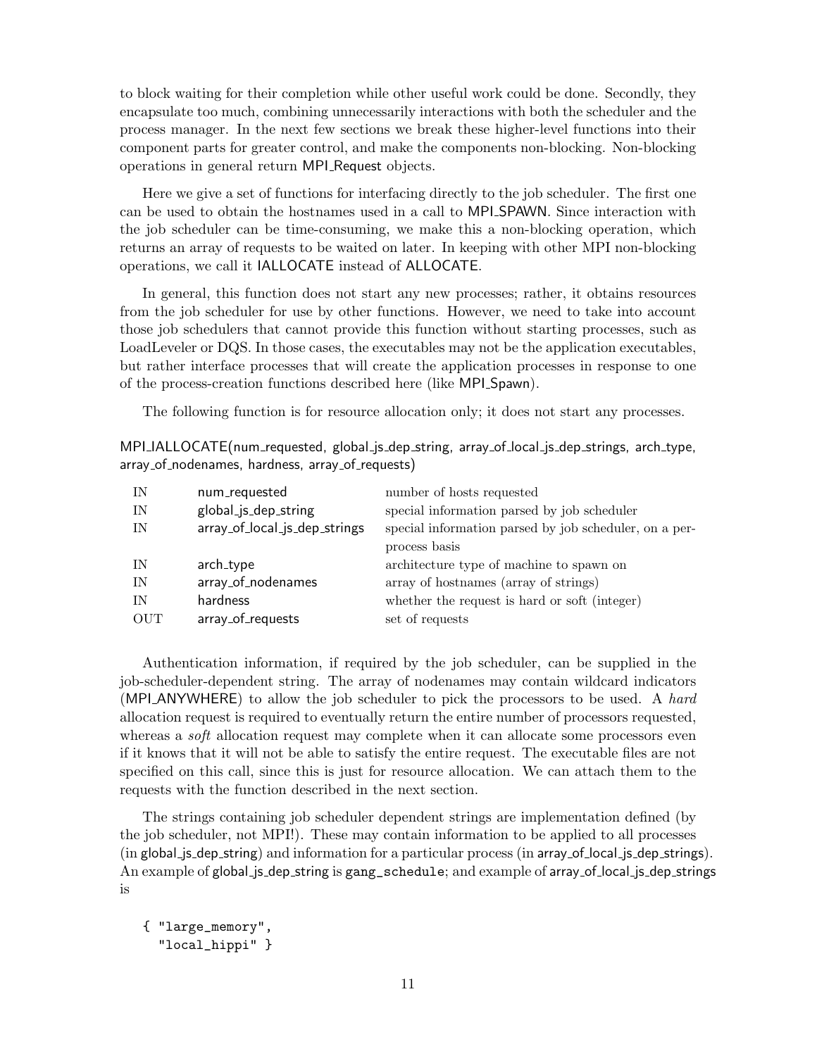to block waiting for their completion while other useful work could be done. Secondly, they encapsulate too much, combining unnecessarily interactions with both the scheduler and the process manager. In the next few sections we break these higher-level functions into their component parts for greater control, and make the components non-blocking. Non-blocking operations in general return MPI_Request objects.

Here we give a set of functions for interfacing directly to the job scheduler. The first one can be used to obtain the hostnames used in a call to MPI_SPAWN. Since interaction with the job scheduler can be time-consuming, we make this a non-blocking operation, which returns an array of requests to be waited on later. In keeping with other MPI non-blocking operations, we call it IALLOCATE instead of ALLOCATE.

In general, this function does not start any new processes; rather, it obtains resources from the job scheduler for use by other functions. However, we need to take into account those job schedulers that cannot provide this function without starting processes, such as LoadLeveler or DQS. In those cases, the executables may not be the application executables, but rather interface processes that will create the application processes in response to one of the process-creation functions described here (like MPI_Spawn).

The following function is for resource allocation only; it does not start any processes.

MPI_IALLOCATE(num_requested, global_js_dep_string, array_of_local_js_dep_strings, arch_type, array_of_nodenames, hardness, array_of_requests)

| | | |
|---|---|---|
| IN | num_requested | number of hosts requested |
| IN | global_js_dep_string | special information parsed by job scheduler |
| IN | array_of_local_js_dep_strings | special information parsed by job scheduler, on a per-process basis |
| IN | arch_type | architecture type of machine to spawn on |
| IN | array_of_nodenames | array of hostnames (array of strings) |
| IN | hardness | whether the request is hard or soft (integer) |
| OUT | array_of_requests | set of requests |

Authentication information, if required by the job scheduler, can be supplied in the job-scheduler-dependent string. The array of nodenames may contain wildcard indicators (MPI_ANYWHERE) to allow the job scheduler to pick the processors to be used. A *hard* allocation request is required to eventually return the entire number of processors requested, whereas a *soft* allocation request may complete when it can allocate some processors even if it knows that it will not be able to satisfy the entire request. The executable files are not specified on this call, since this is just for resource allocation. We can attach them to the requests with the function described in the next section.

The strings containing job scheduler dependent strings are implementation defined (by the job scheduler, not MPI!). These may contain information to be applied to all processes (in global_js_dep_string) and information for a particular process (in array_of_local_js_dep_strings). An example of global_js_dep_string is `gang_schedule`; and example of array_of_local_js_dep_strings is

```
{ "large_memory",
  "local_hippi" }
```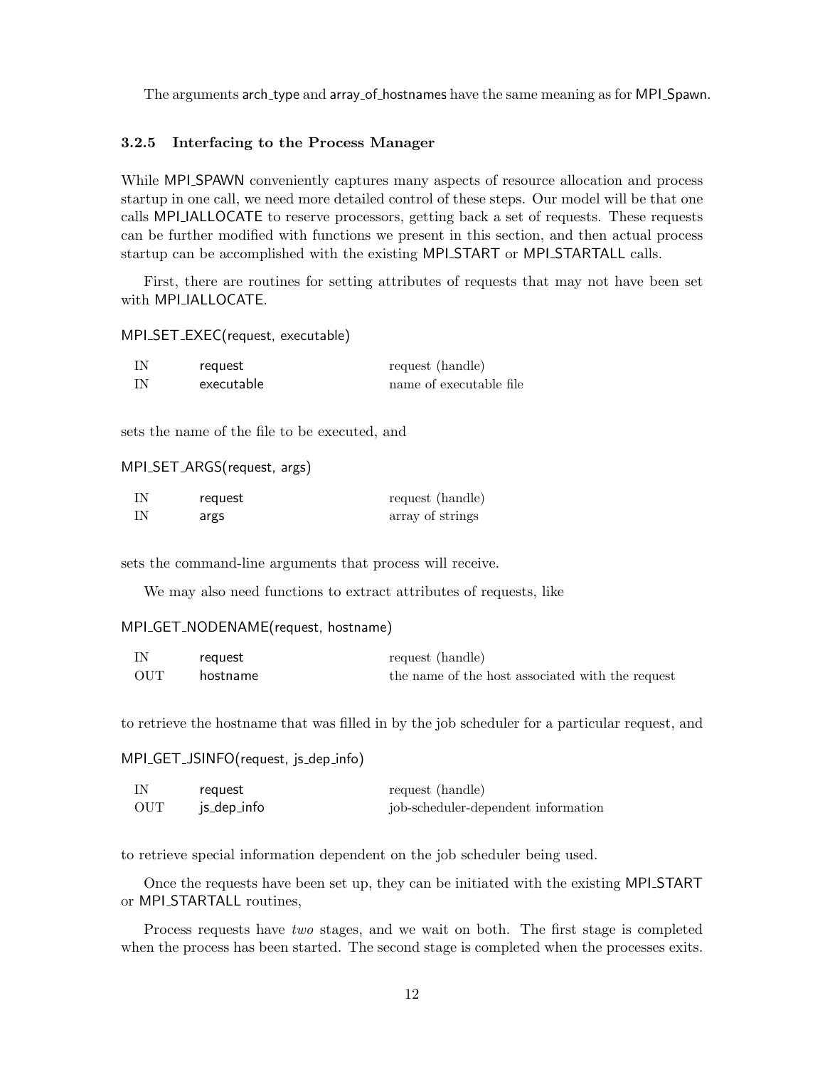The arguments arch_type and array_of_hostnames have the same meaning as for MPI_Spawn.

### 3.2.5 Interfacing to the Process Manager

While MPI_SPAWN conveniently captures many aspects of resource allocation and process startup in one call, we need more detailed control of these steps. Our model will be that one calls MPI_IALLOCATE to reserve processors, getting back a set of requests. These requests can be further modified with functions we present in this section, and then actual process startup can be accomplished with the existing MPI_START or MPI_STARTALL calls.

First, there are routines for setting attributes of requests that may not have been set with MPI_IALLOCATE.

MPI_SET_EXEC(request, executable)

| | | |
|---|---|---|
| IN | request | request (handle) |
| IN | executable | name of executable file |

sets the name of the file to be executed, and

MPI_SET_ARGS(request, args)

| | | |
|---|---|---|
| IN | request | request (handle) |
| IN | args | array of strings |

sets the command-line arguments that process will receive.

We may also need functions to extract attributes of requests, like

MPI_GET_NODENAME(request, hostname)

| | | |
|---|---|---|
| IN | request | request (handle) |
| OUT | hostname | the name of the host associated with the request |

to retrieve the hostname that was filled in by the job scheduler for a particular request, and

MPI_GET_JSINFO(request, js_dep_info)

| | | |
|---|---|---|
| IN | request | request (handle) |
| OUT | js_dep_info | job-scheduler-dependent information |

to retrieve special information dependent on the job scheduler being used.

Once the requests have been set up, they can be initiated with the existing MPI_START or MPI_STARTALL routines,

Process requests have *two* stages, and we wait on both. The first stage is completed when the process has been started. The second stage is completed when the processes exits.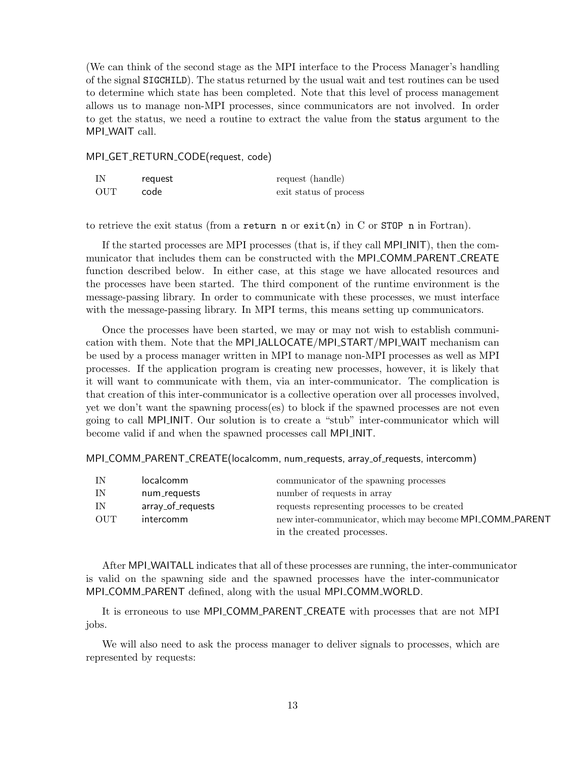(We can think of the second stage as the MPI interface to the Process Manager's handling of the signal `SIGCHILD`). The status returned by the usual wait and test routines can be used to determine which state has been completed. Note that this level of process management allows us to manage non-MPI processes, since communicators are not involved. In order to get the status, we need a routine to extract the value from the status argument to the MPI_WAIT call.

MPI_GET_RETURN_CODE(request, code)

| | | |
|---|---|---|
| IN | request | request (handle) |
| OUT | code | exit status of process |

to retrieve the exit status (from a `return n` or `exit(n)` in C or `STOP n` in Fortran).

If the started processes are MPI processes (that is, if they call MPI_INIT), then the communicator that includes them can be constructed with the MPI_COMM_PARENT_CREATE function described below. In either case, at this stage we have allocated resources and the processes have been started. The third component of the runtime environment is the message-passing library. In order to communicate with these processes, we must interface with the message-passing library. In MPI terms, this means setting up communicators.

Once the processes have been started, we may or may not wish to establish communication with them. Note that the MPI_IALLOCATE/MPI_START/MPI_WAIT mechanism can be used by a process manager written in MPI to manage non-MPI processes as well as MPI processes. If the application program is creating new processes, however, it is likely that it will want to communicate with them, via an inter-communicator. The complication is that creation of this inter-communicator is a collective operation over all processes involved, yet we don't want the spawning process(es) to block if the spawned processes are not even going to call MPI_INIT. Our solution is to create a "stub" inter-communicator which will become valid if and when the spawned processes call MPI_INIT.

MPI_COMM_PARENT_CREATE(localcomm, num_requests, array_of_requests, intercomm)

| | | |
|---|---|---|
| IN | localcomm | communicator of the spawning processes |
| IN | num_requests | number of requests in array |
| IN | array_of_requests | requests representing processes to be created |
| OUT | intercomm | new inter-communicator, which may become MPI_COMM_PARENT in the created processes. |

After MPI_WAITALL indicates that all of these processes are running, the inter-communicator is valid on the spawning side and the spawned processes have the inter-communicator MPI_COMM_PARENT defined, along with the usual MPI_COMM_WORLD.

It is erroneous to use MPI_COMM_PARENT_CREATE with processes that are not MPI jobs.

We will also need to ask the process manager to deliver signals to processes, which are represented by requests: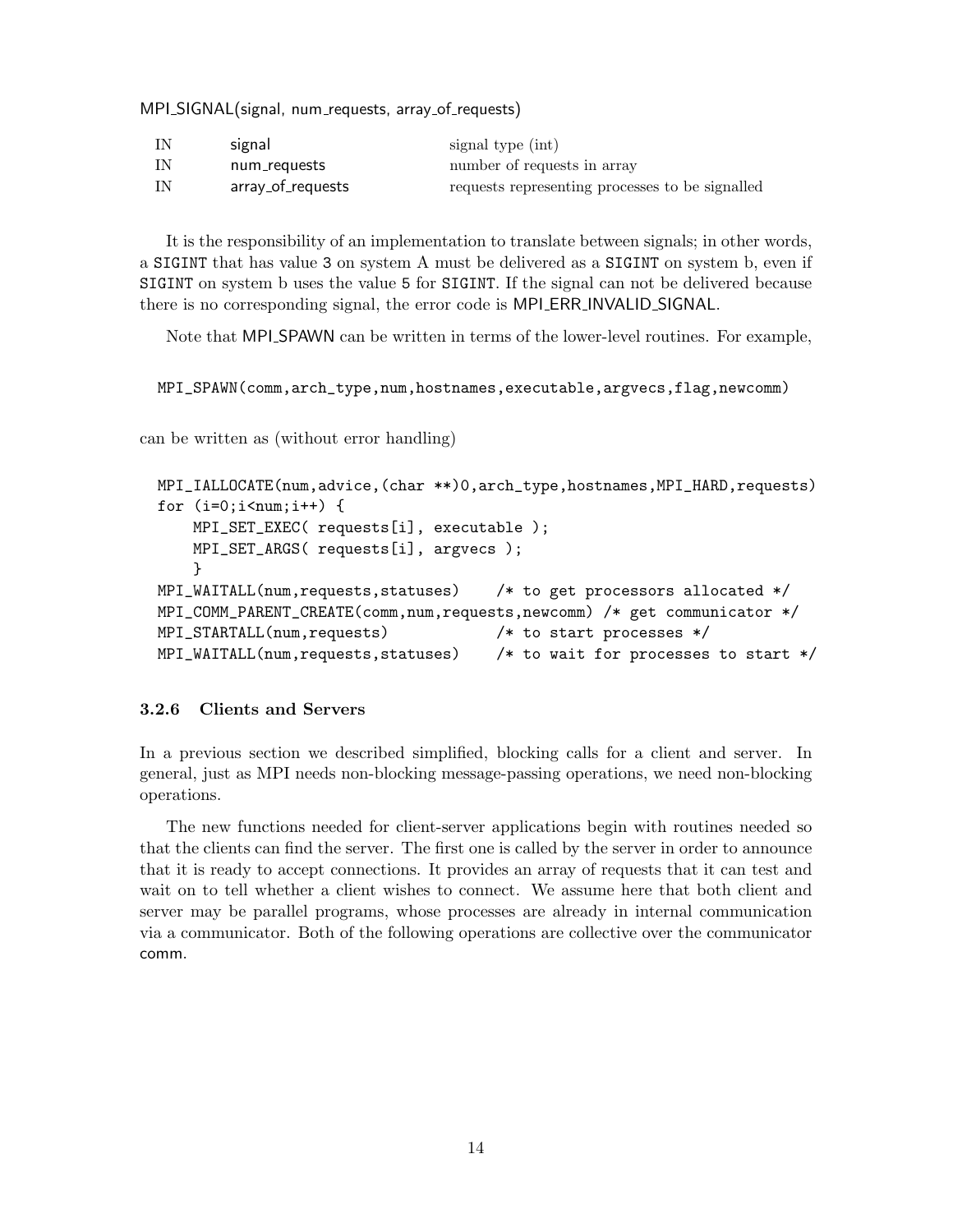MPI_SIGNAL(signal, num_requests, array_of_requests)

| | | |
|---|---|---|
| IN | signal | signal type (int) |
| IN | num_requests | number of requests in array |
| IN | array_of_requests | requests representing processes to be signalled |

It is the responsibility of an implementation to translate between signals; in other words, a `SIGINT` that has value `3` on system A must be delivered as a `SIGINT` on system b, even if `SIGINT` on system b uses the value `5` for `SIGINT`. If the signal can not be delivered because there is no corresponding signal, the error code is MPI_ERR_INVALID_SIGNAL.

Note that MPI_SPAWN can be written in terms of the lower-level routines. For example,

```
MPI_SPAWN(comm,arch_type,num,hostnames,executable,argvecs,flag,newcomm)
```

can be written as (without error handling)

```
MPI_IALLOCATE(num,advice,(char **)0,arch_type,hostnames,MPI_HARD,requests)
for (i=0;i<num;i++) {
    MPI_SET_EXEC( requests[i], executable );
    MPI_SET_ARGS( requests[i], argvecs );
    }
MPI_WAITALL(num,requests,statuses)    /* to get processors allocated */
MPI_COMM_PARENT_CREATE(comm,num,requests,newcomm) /* get communicator */
MPI_STARTALL(num,requests)            /* to start processes */
MPI_WAITALL(num,requests,statuses)    /* to wait for processes to start */
```

### 3.2.6 Clients and Servers

In a previous section we described simplified, blocking calls for a client and server. In general, just as MPI needs non-blocking message-passing operations, we need non-blocking operations.

The new functions needed for client-server applications begin with routines needed so that the clients can find the server. The first one is called by the server in order to announce that it is ready to accept connections. It provides an array of requests that it can test and wait on to tell whether a client wishes to connect. We assume here that both client and server may be parallel programs, whose processes are already in internal communication via a communicator. Both of the following operations are collective over the communicator comm.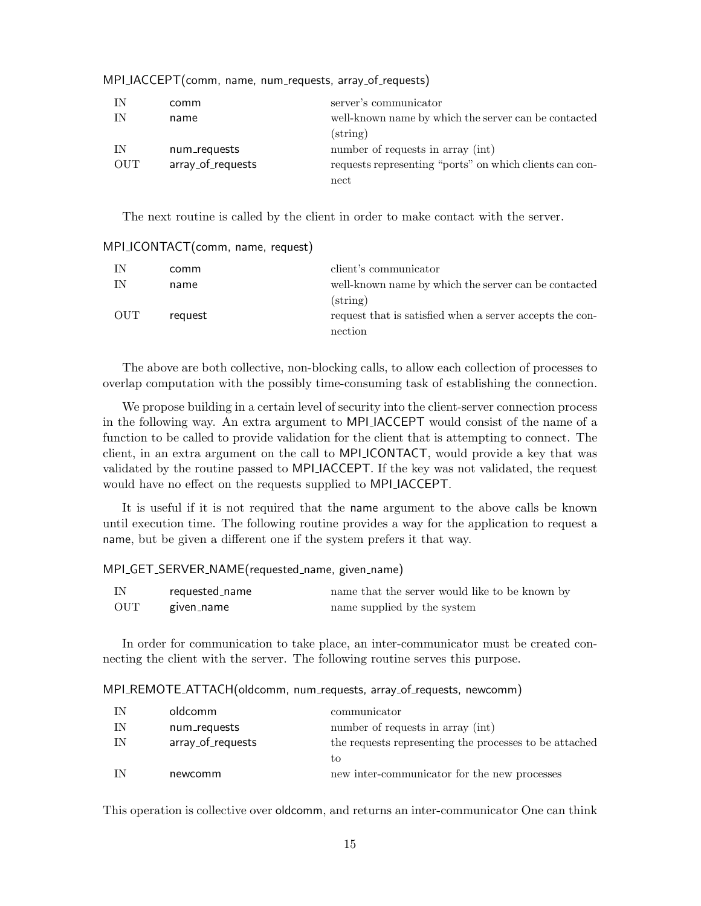MPI_IACCEPT(comm, name, num_requests, array_of_requests)

| | | |
|---|---|---|
| IN | comm | server's communicator |
| IN | name | well-known name by which the server can be contacted (string) |
| IN | num_requests | number of requests in array (int) |
| OUT | array_of_requests | requests representing "ports" on which clients can connect |

The next routine is called by the client in order to make contact with the server.

MPI_ICONTACT(comm, name, request)

| | | |
|---|---|---|
| IN | comm | client's communicator |
| IN | name | well-known name by which the server can be contacted (string) |
| OUT | request | request that is satisfied when a server accepts the connection |

The above are both collective, non-blocking calls, to allow each collection of processes to overlap computation with the possibly time-consuming task of establishing the connection.

We propose building in a certain level of security into the client-server connection process in the following way. An extra argument to MPI_IACCEPT would consist of the name of a function to be called to provide validation for the client that is attempting to connect. The client, in an extra argument on the call to MPI_ICONTACT, would provide a key that was validated by the routine passed to MPI_IACCEPT. If the key was not validated, the request would have no effect on the requests supplied to MPI_IACCEPT.

It is useful if it is not required that the name argument to the above calls be known until execution time. The following routine provides a way for the application to request a name, but be given a different one if the system prefers it that way.

MPI_GET_SERVER_NAME(requested_name, given_name)

| | | |
|---|---|---|
| IN | requested_name | name that the server would like to be known by |
| OUT | given_name | name supplied by the system |

In order for communication to take place, an inter-communicator must be created connecting the client with the server. The following routine serves this purpose.

MPI_REMOTE_ATTACH(oldcomm, num_requests, array_of_requests, newcomm)

| | | |
|---|---|---|
| IN | oldcomm | communicator |
| IN | num_requests | number of requests in array (int) |
| IN | array_of_requests | the requests representing the processes to be attached to |
| IN | newcomm | new inter-communicator for the new processes |

This operation is collective over oldcomm, and returns an inter-communicator One can think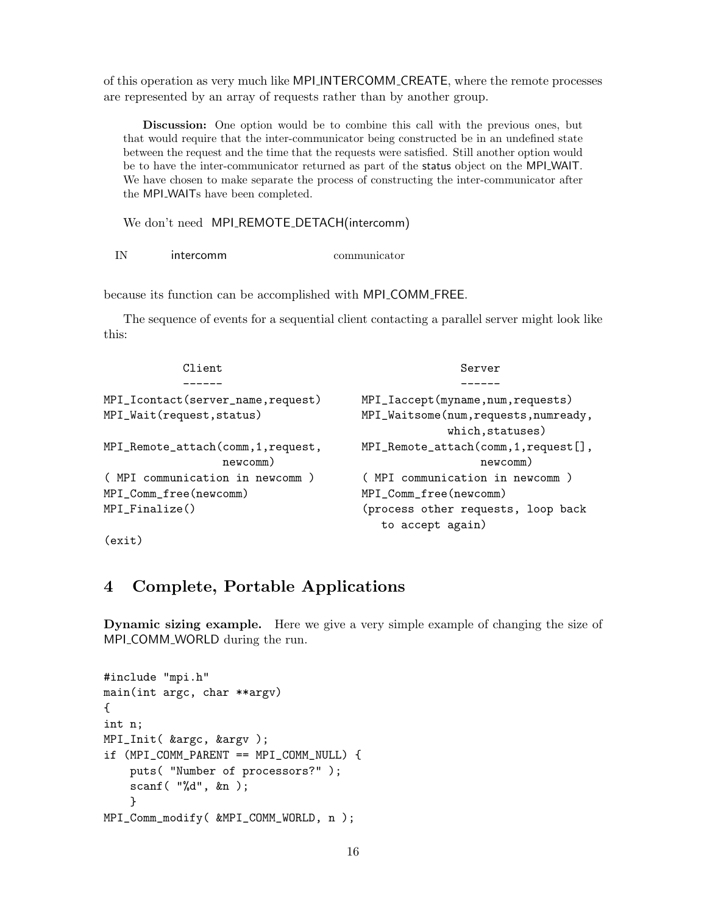of this operation as very much like MPI_INTERCOMM_CREATE, where the remote processes are represented by an array of requests rather than by another group.

> **Discussion:** One option would be to combine this call with the previous ones, but that would require that the inter-communicator being constructed be in an undefined state between the request and the time that the requests were satisfied. Still another option would be to have the inter-communicator returned as part of the status object on the MPI_WAIT. We have chosen to make separate the process of constructing the inter-communicator after the MPI_WAITs have been completed.

We don't need MPI_REMOTE_DETACH(intercomm)

| IN | intercomm | communicator |
|---|---|---|

because its function can be accomplished with MPI_COMM_FREE.

The sequence of events for a sequential client contacting a parallel server might look like this:

```
           Client                                      Server
           ------                                      ------
MPI_Icontact(server_name,request)      MPI_Iaccept(myname,num,requests)
MPI_Wait(request,status)               MPI_Waitsome(num,requests,numready,
                                                   which,statuses)
MPI_Remote_attach(comm,1,request,      MPI_Remote_attach(comm,1,request[],
                  newcomm)                                newcomm)
( MPI communication in newcomm )       ( MPI communication in newcomm )
MPI_Comm_free(newcomm)                 MPI_Comm_free(newcomm)
MPI_Finalize()                         (process other requests, loop back
                                          to accept again)
(exit)
```

# 4 Complete, Portable Applications

**Dynamic sizing example.** Here we give a very simple example of changing the size of MPI_COMM_WORLD during the run.

```
#include "mpi.h"
main(int argc, char **argv)
{
int n;
MPI_Init( &argc, &argv );
if (MPI_COMM_PARENT == MPI_COMM_NULL) {
    puts( "Number of processors?" );
    scanf( "%d", &n );
    }
MPI_Comm_modify( &MPI_COMM_WORLD, n );
```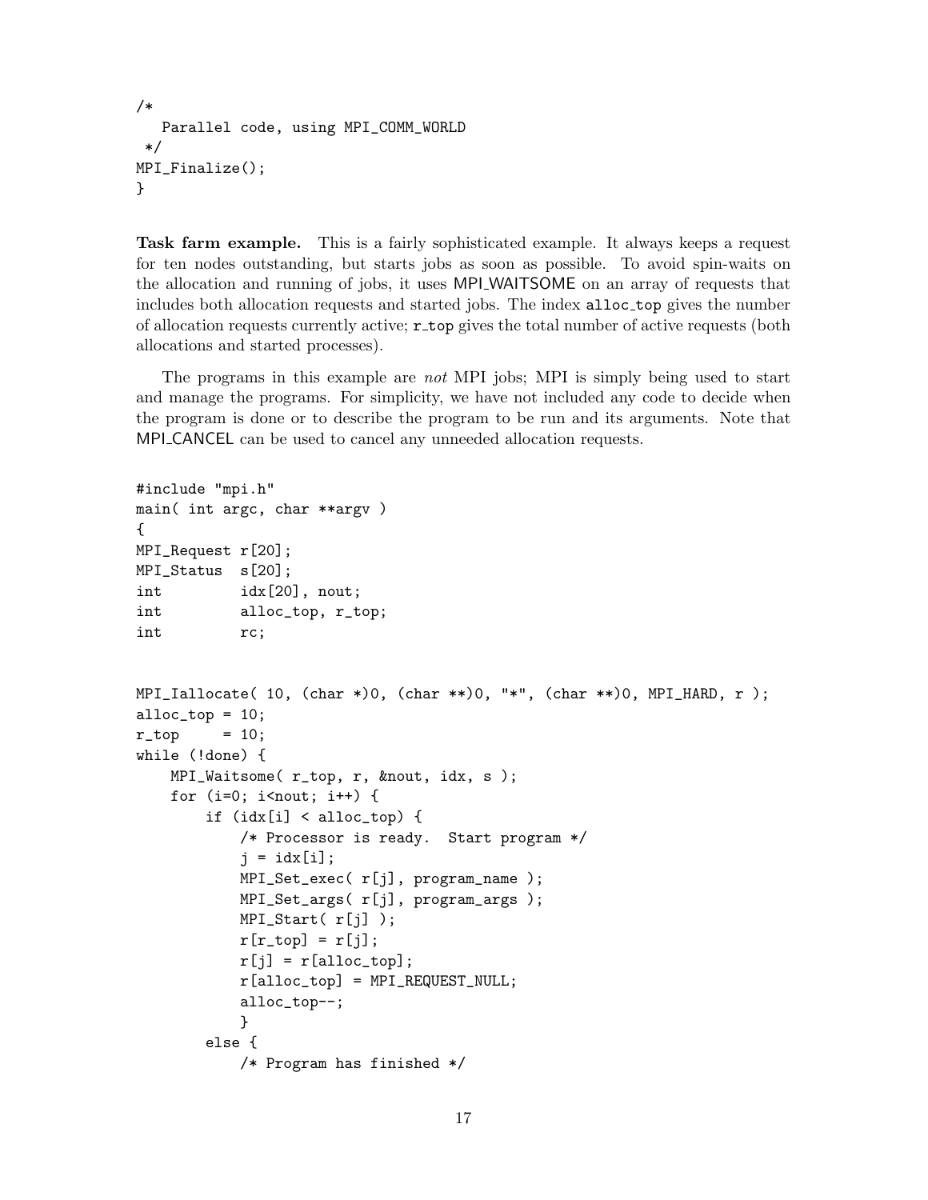```
/*
   Parallel code, using MPI_COMM_WORLD
 */
MPI_Finalize();
}
```

**Task farm example.** This is a fairly sophisticated example. It always keeps a request for ten nodes outstanding, but starts jobs as soon as possible. To avoid spin-waits on the allocation and running of jobs, it uses MPI_WAITSOME on an array of requests that includes both allocation requests and started jobs. The index `alloc_top` gives the number of allocation requests currently active; `r_top` gives the total number of active requests (both allocations and started processes).

The programs in this example are *not* MPI jobs; MPI is simply being used to start and manage the programs. For simplicity, we have not included any code to decide when the program is done or to describe the program to be run and its arguments. Note that MPI_CANCEL can be used to cancel any unneeded allocation requests.

```
#include "mpi.h"
main( int argc, char **argv )
{
MPI_Request r[20];
MPI_Status  s[20];
int         idx[20], nout;
int         alloc_top, r_top;
int         rc;


MPI_Iallocate( 10, (char *)0, (char **)0, "*", (char **)0, MPI_HARD, r );
alloc_top = 10;
r_top     = 10;
while (!done) {
    MPI_Waitsome( r_top, r, &nout, idx, s );
    for (i=0; i<nout; i++) {
        if (idx[i] < alloc_top) {
            /* Processor is ready.  Start program */
            j = idx[i];
            MPI_Set_exec( r[j], program_name );
            MPI_Set_args( r[j], program_args );
            MPI_Start( r[j] );
            r[r_top] = r[j];
            r[j] = r[alloc_top];
            r[alloc_top] = MPI_REQUEST_NULL;
            alloc_top--;
            }
        else {
            /* Program has finished */
```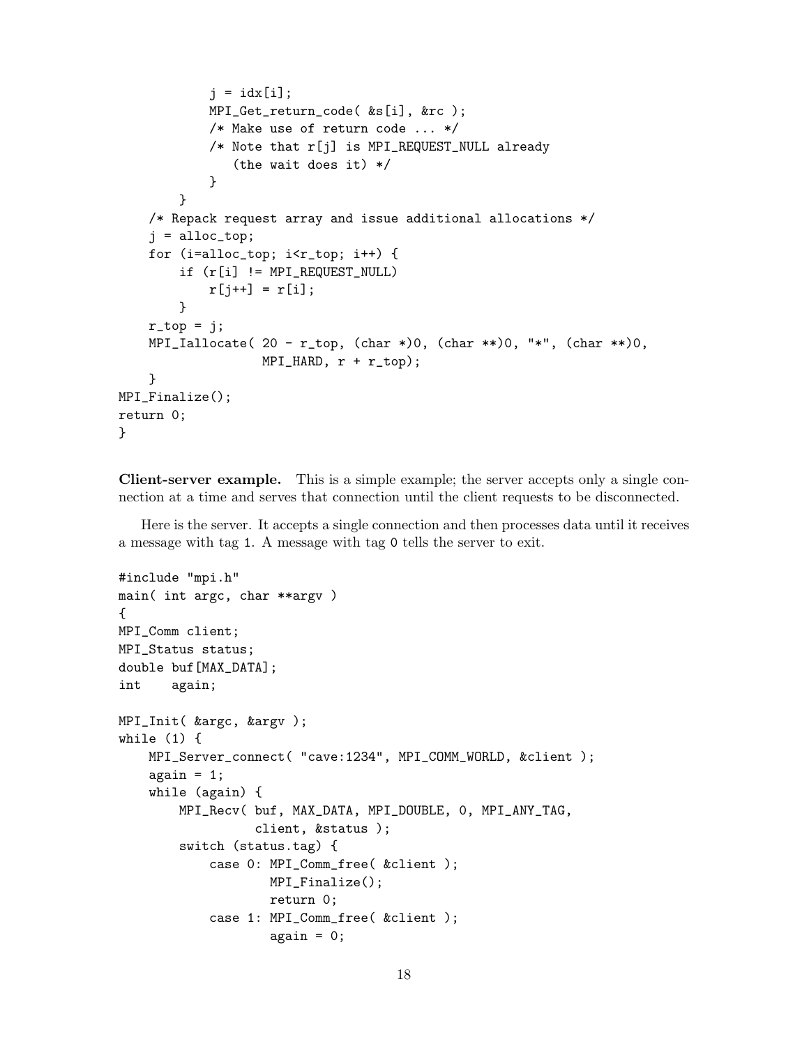```
            j = idx[i];
            MPI_Get_return_code( &s[i], &rc );
            /* Make use of return code ... */
            /* Note that r[j] is MPI_REQUEST_NULL already
               (the wait does it) */
            }
        }
    /* Repack request array and issue additional allocations */
    j = alloc_top;
    for (i=alloc_top; i<r_top; i++) {
        if (r[i] != MPI_REQUEST_NULL)
            r[j++] = r[i];
        }
    r_top = j;
    MPI_Iallocate( 20 - r_top, (char *)0, (char **)0, "*", (char **)0,
                   MPI_HARD, r + r_top);
    }
MPI_Finalize();
return 0;
}
```

**Client-server example.** This is a simple example; the server accepts only a single connection at a time and serves that connection until the client requests to be disconnected.

Here is the server. It accepts a single connection and then processes data until it receives a message with tag 1. A message with tag 0 tells the server to exit.

```
#include "mpi.h"
main( int argc, char **argv )
{
MPI_Comm client;
MPI_Status status;
double buf[MAX_DATA];
int    again;

MPI_Init( &argc, &argv );
while (1) {
    MPI_Server_connect( "cave:1234", MPI_COMM_WORLD, &client );
    again = 1;
    while (again) {
        MPI_Recv( buf, MAX_DATA, MPI_DOUBLE, 0, MPI_ANY_TAG,
                  client, &status );
        switch (status.tag) {
            case 0: MPI_Comm_free( &client );
                    MPI_Finalize();
                    return 0;
            case 1: MPI_Comm_free( &client );
                    again = 0;
```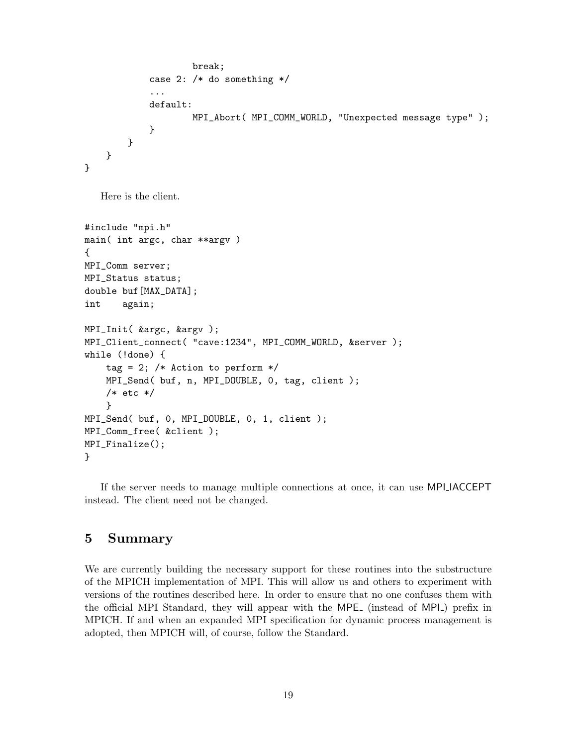```
                    break;
            case 2: /* do something */
            ...
            default:
                    MPI_Abort( MPI_COMM_WORLD, "Unexpected message type" );
            }
        }
    }
}
```

Here is the client.

```
#include "mpi.h"
main( int argc, char **argv )
{
MPI_Comm server;
MPI_Status status;
double buf[MAX_DATA];
int    again;

MPI_Init( &argc, &argv );
MPI_Client_connect( "cave:1234", MPI_COMM_WORLD, &server );
while (!done) {
    tag = 2; /* Action to perform */
    MPI_Send( buf, n, MPI_DOUBLE, 0, tag, client );
    /* etc */
    }
MPI_Send( buf, 0, MPI_DOUBLE, 0, 1, client );
MPI_Comm_free( &client );
MPI_Finalize();
}
```

If the server needs to manage multiple connections at once, it can use MPI_IACCEPT instead. The client need not be changed.

## 5 Summary

We are currently building the necessary support for these routines into the substructure of the MPICH implementation of MPI. This will allow us and others to experiment with versions of the routines described here. In order to ensure that no one confuses them with the official MPI Standard, they will appear with the MPE_ (instead of MPI_) prefix in MPICH. If and when an expanded MPI specification for dynamic process management is adopted, then MPICH will, of course, follow the Standard.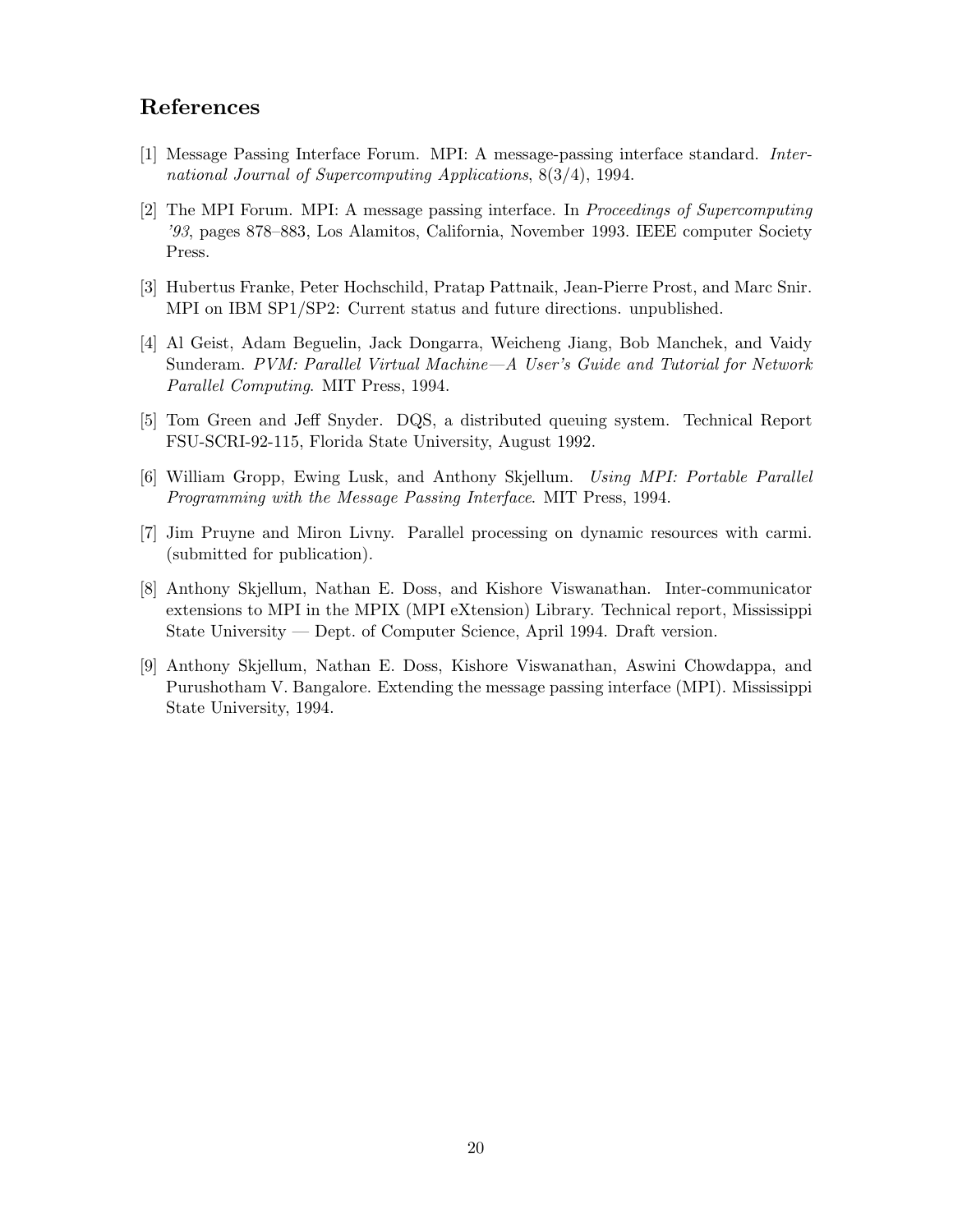## References

[1] Message Passing Interface Forum. MPI: A message-passing interface standard. *International Journal of Supercomputing Applications*, 8(3/4), 1994.

[2] The MPI Forum. MPI: A message passing interface. In *Proceedings of Supercomputing '93*, pages 878–883, Los Alamitos, California, November 1993. IEEE computer Society Press.

[3] Hubertus Franke, Peter Hochschild, Pratap Pattnaik, Jean-Pierre Prost, and Marc Snir. MPI on IBM SP1/SP2: Current status and future directions. unpublished.

[4] Al Geist, Adam Beguelin, Jack Dongarra, Weicheng Jiang, Bob Manchek, and Vaidy Sunderam. *PVM: Parallel Virtual Machine—A User's Guide and Tutorial for Network Parallel Computing*. MIT Press, 1994.

[5] Tom Green and Jeff Snyder. DQS, a distributed queuing system. Technical Report FSU-SCRI-92-115, Florida State University, August 1992.

[6] William Gropp, Ewing Lusk, and Anthony Skjellum. *Using MPI: Portable Parallel Programming with the Message Passing Interface*. MIT Press, 1994.

[7] Jim Pruyne and Miron Livny. Parallel processing on dynamic resources with carmi. (submitted for publication).

[8] Anthony Skjellum, Nathan E. Doss, and Kishore Viswanathan. Inter-communicator extensions to MPI in the MPIX (MPI eXtension) Library. Technical report, Mississippi State University — Dept. of Computer Science, April 1994. Draft version.

[9] Anthony Skjellum, Nathan E. Doss, Kishore Viswanathan, Aswini Chowdappa, and Purushotham V. Bangalore. Extending the message passing interface (MPI). Mississippi State University, 1994.